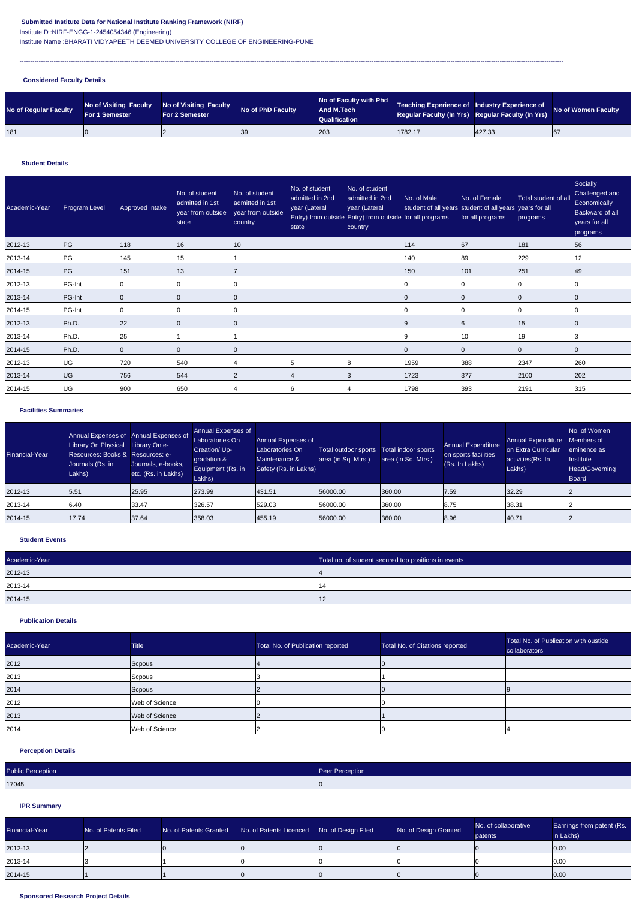**Submitted Institute Data for National Institute Ranking Framework (NIRF)**

InstituteID :NIRF-ENGG-1-2454054346 (Engineering)

Institute Name :BHARATI VIDYAPEETH DEEMED UNIVERSITY COLLEGE OF ENGINEERING-PUNE

---

**Considered Faculty Details**

| No of Regular Faculty | No of Visiting Faculty For 1 Semester | No of Visiting Faculty For 2 Semester | No of PhD Faculty | No of Faculty with Phd And M.Tech Qualification | Teaching Experience of Regular Faculty (In Yrs) | Industry Experience of Regular Faculty (In Yrs) | No of Women Faculty |
|---|---|---|---|---|---|---|---|
| 181 | 0 | 2 | 39 | 203 | 1782.17 | 427.33 | 67 |

**Student Details**

| Academic-Year | Program Level | Approved Intake | No. of student admitted in 1st year from outside state | No. of student admitted in 1st year from outside country | No. of student admitted in 2nd year (Lateral Entry) from outside state | No. of student admitted in 2nd year (Lateral Entry) from outside country | No. of Male student of all years for all programs | No. of Female student of all years for all programs | Total student of all years for all programs | Socially Challenged and Economically Backward of all years for all programs |
|---|---|---|---|---|---|---|---|---|---|---|
| 2012-13 | PG | 118 | 16 | 10 | | | 114 | 67 | 181 | 56 |
| 2013-14 | PG | 145 | 15 | 1 | | | 140 | 89 | 229 | 12 |
| 2014-15 | PG | 151 | 13 | 7 | | | 150 | 101 | 251 | 49 |
| 2012-13 | PG-Int | 0 | 0 | 0 | | | 0 | 0 | 0 | 0 |
| 2013-14 | PG-Int | 0 | 0 | 0 | | | 0 | 0 | 0 | 0 |
| 2014-15 | PG-Int | 0 | 0 | 0 | | | 0 | 0 | 0 | 0 |
| 2012-13 | Ph.D. | 22 | 0 | 0 | | | 9 | 6 | 15 | 0 |
| 2013-14 | Ph.D. | 25 | 1 | 1 | | | 9 | 10 | 19 | 3 |
| 2014-15 | Ph.D. | 0 | 0 | 0 | | | 0 | 0 | 0 | 0 |
| 2012-13 | UG | 720 | 540 | 4 | 5 | 8 | 1959 | 388 | 2347 | 260 |
| 2013-14 | UG | 756 | 544 | 2 | 4 | 3 | 1723 | 377 | 2100 | 202 |
| 2014-15 | UG | 900 | 650 | 4 | 6 | 4 | 1798 | 393 | 2191 | 315 |

**Facilities Summaries**

| Financial-Year | Annual Expenses of Library On Physical Resources: Books & Journals (Rs. in Lakhs) | Annual Expenses of Library On e-Resources: e-Journals, e-books, etc. (Rs. in Lakhs) | Annual Expenses of Laboratories On Creation/ Up-gradation & Equipment (Rs. in Lakhs) | Annual Expenses of Laboratories On Maintenance & Safety (Rs. in Lakhs) | Total outdoor sports area (in Sq. Mtrs.) | Total indoor sports area (in Sq. Mtrs.) | Annual Expenditure on sports facilities (Rs. In Lakhs) | Annual Expenditure on Extra Curricular activities(Rs. In Lakhs) | No. of Women Members of eminence as Institute Head/Governing Board |
|---|---|---|---|---|---|---|---|---|---|
| 2012-13 | 5.51 | 25.95 | 273.99 | 431.51 | 56000.00 | 360.00 | 7.59 | 32.29 | 2 |
| 2013-14 | 6.40 | 33.47 | 326.57 | 529.03 | 56000.00 | 360.00 | 8.75 | 38.31 | 2 |
| 2014-15 | 17.74 | 37.64 | 358.03 | 455.19 | 56000.00 | 360.00 | 8.96 | 40.71 | 2 |

**Student Events**

| Academic-Year | Total no. of student secured top positions in events |
|---|---|
| 2012-13 | 4 |
| 2013-14 | 14 |
| 2014-15 | 12 |

**Publication Details**

| Academic-Year | Title | Total No. of Publication reported | Total No. of Citations reported | Total No. of Publication with oustide collaborators |
|---|---|---|---|---|
| 2012 | Scpous | 4 | 0 | |
| 2013 | Scpous | 3 | 1 | |
| 2014 | Scpous | 2 | 0 | 9 |
| 2012 | Web of Science | 0 | 0 | |
| 2013 | Web of Science | 2 | 1 | |
| 2014 | Web of Science | 2 | 0 | 4 |

**Perception Details**

| Public Perception | Peer Perception |
|---|---|
| 17045 | 0 |

**IPR Summary**

| Financial-Year | No. of Patents Filed | No. of Patents Granted | No. of Patents Licenced | No. of Design Filed | No. of Design Granted | No. of collaborative patents | Earnings from patent (Rs. in Lakhs) |
|---|---|---|---|---|---|---|---|
| 2012-13 | 2 | 0 | 0 | 0 | 0 | 0 | 0.00 |
| 2013-14 | 3 | 1 | 0 | 0 | 0 | 0 | 0.00 |
| 2014-15 | 1 | 1 | 0 | 0 | 0 | 0 | 0.00 |

**Sponsored Research Project Details**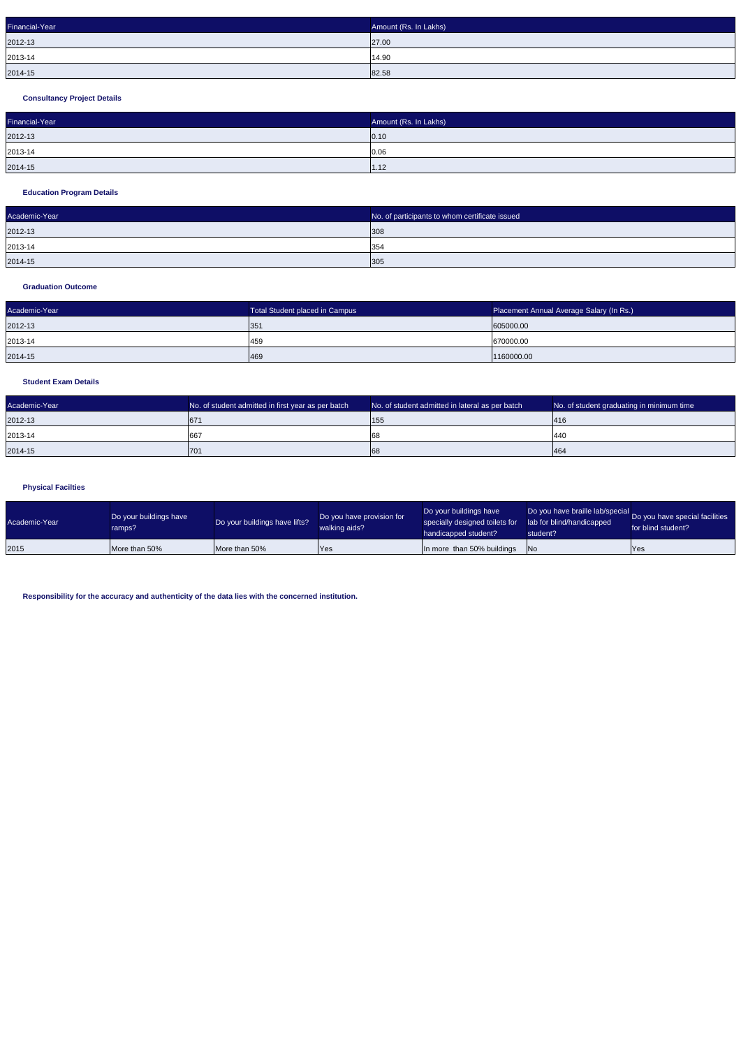| Financial-Year | Amount (Rs. In Lakhs) |
|---|---|
| 2012-13 | 27.00 |
| 2013-14 | 14.90 |
| 2014-15 | 82.58 |

**Consultancy Project Details**

| Financial-Year | Amount (Rs. In Lakhs) |
|---|---|
| 2012-13 | 0.10 |
| 2013-14 | 0.06 |
| 2014-15 | 1.12 |

**Education Program Details**

| Academic-Year | No. of participants to whom certificate issued |
|---|---|
| 2012-13 | 308 |
| 2013-14 | 354 |
| 2014-15 | 305 |

**Graduation Outcome**

| Academic-Year | Total Student placed in Campus | Placement Annual Average Salary (In Rs.) |
|---|---|---|
| 2012-13 | 351 | 605000.00 |
| 2013-14 | 459 | 670000.00 |
| 2014-15 | 469 | 1160000.00 |

**Student Exam Details**

| Academic-Year | No. of student admitted in first year as per batch | No. of student admitted in lateral as per batch | No. of student graduating in minimum time |
|---|---|---|---|
| 2012-13 | 671 | 155 | 416 |
| 2013-14 | 667 | 68 | 440 |
| 2014-15 | 701 | 68 | 464 |

**Physical Facilties**

| Academic-Year | Do your buildings have ramps? | Do your buildings have lifts? | Do you have provision for walking aids? | Do your buildings have specially designed toilets for handicapped student? | Do you have braille lab/special lab for blind/handicapped student? | Do you have special facilities for blind student? |
|---|---|---|---|---|---|---|
| 2015 | More than 50% | More than 50% | Yes | In more than 50% buildings | No | Yes |

**Responsibility for the accuracy and authenticity of the data lies with the concerned institution.**